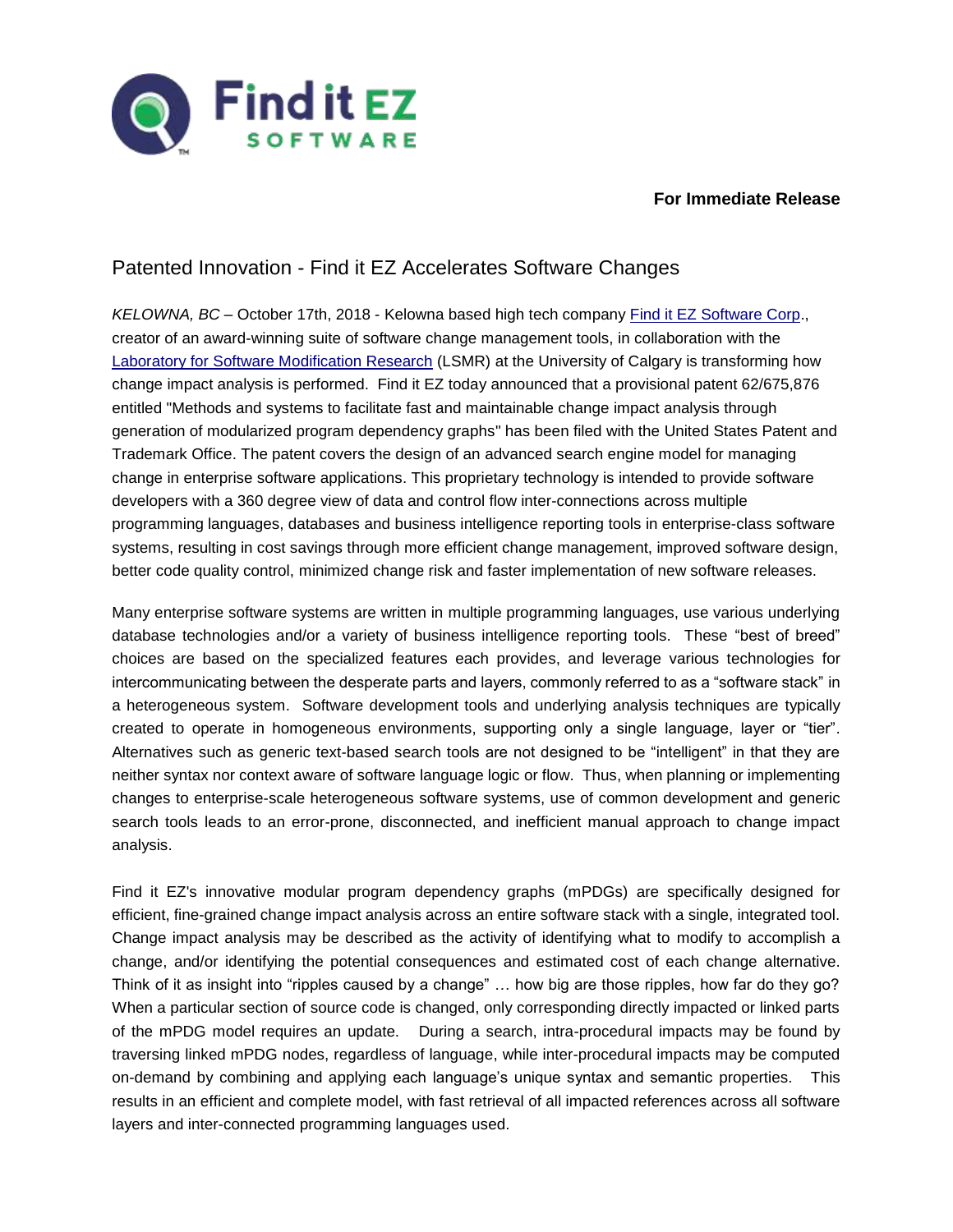Find it EZ SOFTWARE

**For Immediate Release**

# Patented Innovation - Find it EZ Accelerates Software Changes

*KELOWNA, BC* – October 17th, 2018 - Kelowna based high tech company Find it EZ Software Corp., creator of an award-winning suite of software change management tools, in collaboration with the Laboratory for Software Modification Research (LSMR) at the University of Calgary is transforming how change impact analysis is performed. Find it EZ today announced that a provisional patent 62/675,876 entitled "Methods and systems to facilitate fast and maintainable change impact analysis through generation of modularized program dependency graphs" has been filed with the United States Patent and Trademark Office. The patent covers the design of an advanced search engine model for managing change in enterprise software applications. This proprietary technology is intended to provide software developers with a 360 degree view of data and control flow inter-connections across multiple programming languages, databases and business intelligence reporting tools in enterprise-class software systems, resulting in cost savings through more efficient change management, improved software design, better code quality control, minimized change risk and faster implementation of new software releases.

Many enterprise software systems are written in multiple programming languages, use various underlying database technologies and/or a variety of business intelligence reporting tools. These “best of breed” choices are based on the specialized features each provides, and leverage various technologies for intercommunicating between the desperate parts and layers, commonly referred to as a “software stack” in a heterogeneous system. Software development tools and underlying analysis techniques are typically created to operate in homogeneous environments, supporting only a single language, layer or “tier”. Alternatives such as generic text-based search tools are not designed to be “intelligent” in that they are neither syntax nor context aware of software language logic or flow. Thus, when planning or implementing changes to enterprise-scale heterogeneous software systems, use of common development and generic search tools leads to an error-prone, disconnected, and inefficient manual approach to change impact analysis.

Find it EZ's innovative modular program dependency graphs (mPDGs) are specifically designed for efficient, fine-grained change impact analysis across an entire software stack with a single, integrated tool. Change impact analysis may be described as the activity of identifying what to modify to accomplish a change, and/or identifying the potential consequences and estimated cost of each change alternative. Think of it as insight into “ripples caused by a change” … how big are those ripples, how far do they go? When a particular section of source code is changed, only corresponding directly impacted or linked parts of the mPDG model requires an update. During a search, intra-procedural impacts may be found by traversing linked mPDG nodes, regardless of language, while inter-procedural impacts may be computed on-demand by combining and applying each language’s unique syntax and semantic properties. This results in an efficient and complete model, with fast retrieval of all impacted references across all software layers and inter-connected programming languages used.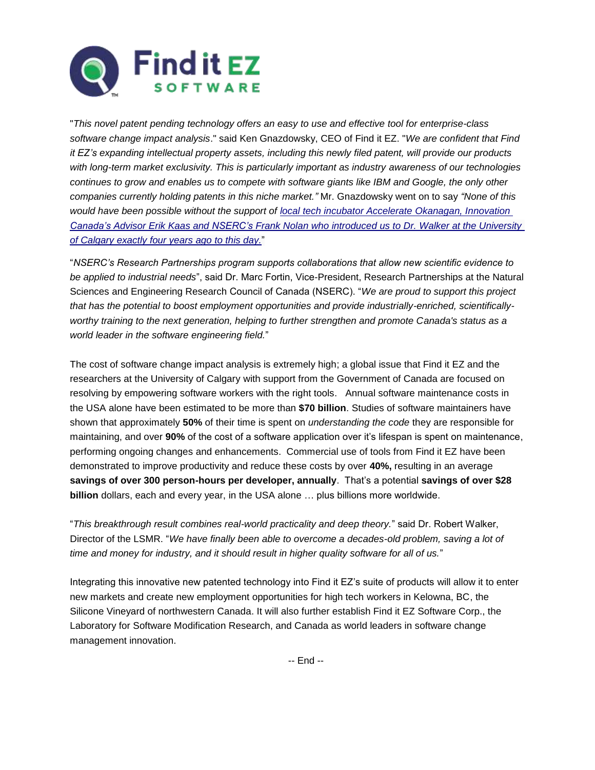"*This novel patent pending technology offers an easy to use and effective tool for enterprise-class software change impact analysis*." said Ken Gnazdowsky, CEO of Find it EZ. "*We are confident that Find it EZ's expanding intellectual property assets, including this newly filed patent, will provide our products with long-term market exclusivity. This is particularly important as industry awareness of our technologies continues to grow and enables us to compete with software giants like IBM and Google, the only other companies currently holding patents in this niche market."* Mr. Gnazdowsky went on to say *"None of this would have been possible without the support of local tech incubator Accelerate Okanagan, Innovation Canada's Advisor Erik Kaas and NSERC's Frank Nolan who introduced us to Dr. Walker at the University of Calgary exactly four years ago to this day.*"

"*NSERC's Research Partnerships program supports collaborations that allow new scientific evidence to be applied to industrial needs*", said Dr. Marc Fortin, Vice-President, Research Partnerships at the Natural Sciences and Engineering Research Council of Canada (NSERC). "*We are proud to support this project that has the potential to boost employment opportunities and provide industrially-enriched, scientifically-worthy training to the next generation, helping to further strengthen and promote Canada's status as a world leader in the software engineering field.*"

The cost of software change impact analysis is extremely high; a global issue that Find it EZ and the researchers at the University of Calgary with support from the Government of Canada are focused on resolving by empowering software workers with the right tools. Annual software maintenance costs in the USA alone have been estimated to be more than **$70 billion**. Studies of software maintainers have shown that approximately **50%** of their time is spent on *understanding the code* they are responsible for maintaining, and over **90%** of the cost of a software application over it's lifespan is spent on maintenance, performing ongoing changes and enhancements. Commercial use of tools from Find it EZ have been demonstrated to improve productivity and reduce these costs by over **40%,** resulting in an average **savings of over 300 person-hours per developer, annually**. That's a potential **savings of over $28 billion** dollars, each and every year, in the USA alone … plus billions more worldwide.

"*This breakthrough result combines real-world practicality and deep theory.*" said Dr. Robert Walker, Director of the LSMR. "*We have finally been able to overcome a decades-old problem, saving a lot of time and money for industry, and it should result in higher quality software for all of us.*"

Integrating this innovative new patented technology into Find it EZ's suite of products will allow it to enter new markets and create new employment opportunities for high tech workers in Kelowna, BC, the Silicone Vineyard of northwestern Canada. It will also further establish Find it EZ Software Corp., the Laboratory for Software Modification Research, and Canada as world leaders in software change management innovation.

-- End --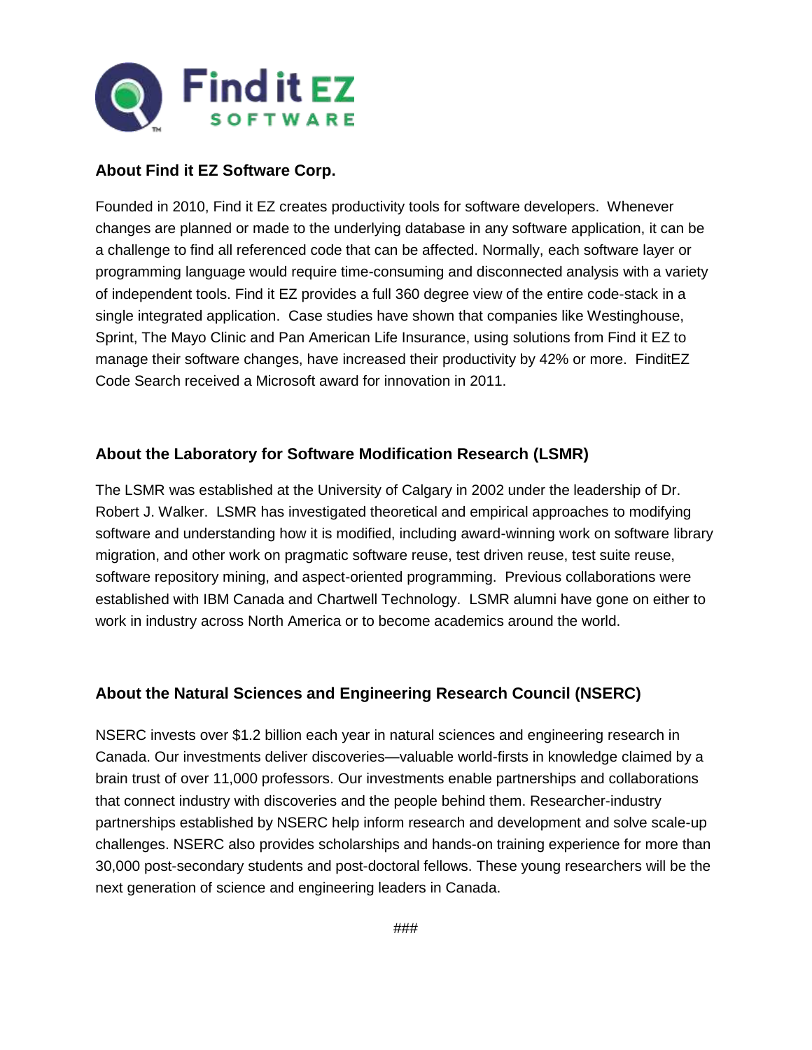## About Find it EZ Software Corp.

Founded in 2010, Find it EZ creates productivity tools for software developers. Whenever changes are planned or made to the underlying database in any software application, it can be a challenge to find all referenced code that can be affected. Normally, each software layer or programming language would require time-consuming and disconnected analysis with a variety of independent tools. Find it EZ provides a full 360 degree view of the entire code-stack in a single integrated application. Case studies have shown that companies like Westinghouse, Sprint, The Mayo Clinic and Pan American Life Insurance, using solutions from Find it EZ to manage their software changes, have increased their productivity by 42% or more. FinditEZ Code Search received a Microsoft award for innovation in 2011.

## About the Laboratory for Software Modification Research (LSMR)

The LSMR was established at the University of Calgary in 2002 under the leadership of Dr. Robert J. Walker. LSMR has investigated theoretical and empirical approaches to modifying software and understanding how it is modified, including award-winning work on software library migration, and other work on pragmatic software reuse, test driven reuse, test suite reuse, software repository mining, and aspect-oriented programming. Previous collaborations were established with IBM Canada and Chartwell Technology. LSMR alumni have gone on either to work in industry across North America or to become academics around the world.

## About the Natural Sciences and Engineering Research Council (NSERC)

NSERC invests over $1.2 billion each year in natural sciences and engineering research in Canada. Our investments deliver discoveries—valuable world-firsts in knowledge claimed by a brain trust of over 11,000 professors. Our investments enable partnerships and collaborations that connect industry with discoveries and the people behind them. Researcher-industry partnerships established by NSERC help inform research and development and solve scale-up challenges. NSERC also provides scholarships and hands-on training experience for more than 30,000 post-secondary students and post-doctoral fellows. These young researchers will be the next generation of science and engineering leaders in Canada.

###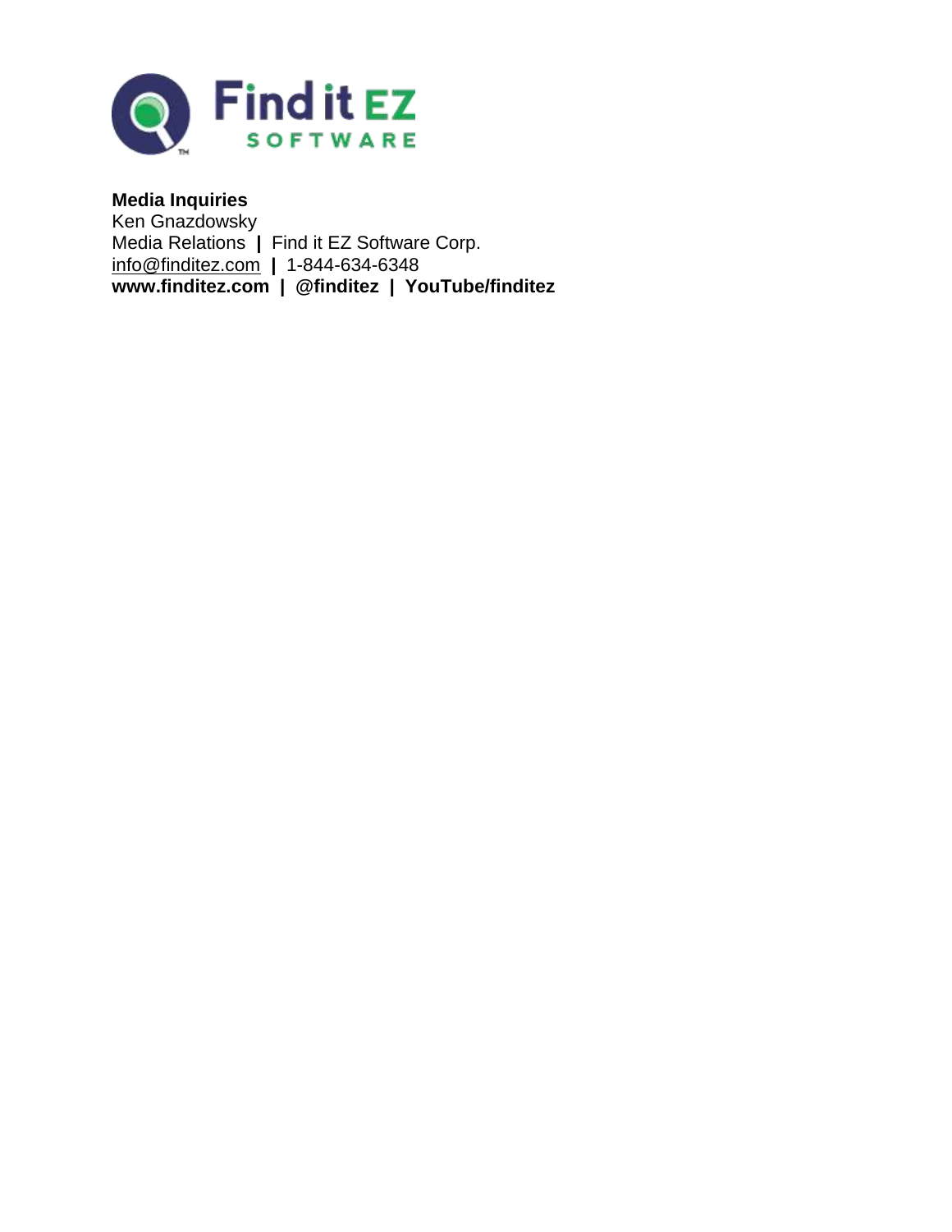**Media Inquiries**
Ken Gnazdowsky
Media Relations **|** Find it EZ Software Corp.
info@finditez.com **|** 1-844-634-6348
**www.finditez.com | @finditez | YouTube/finditez**